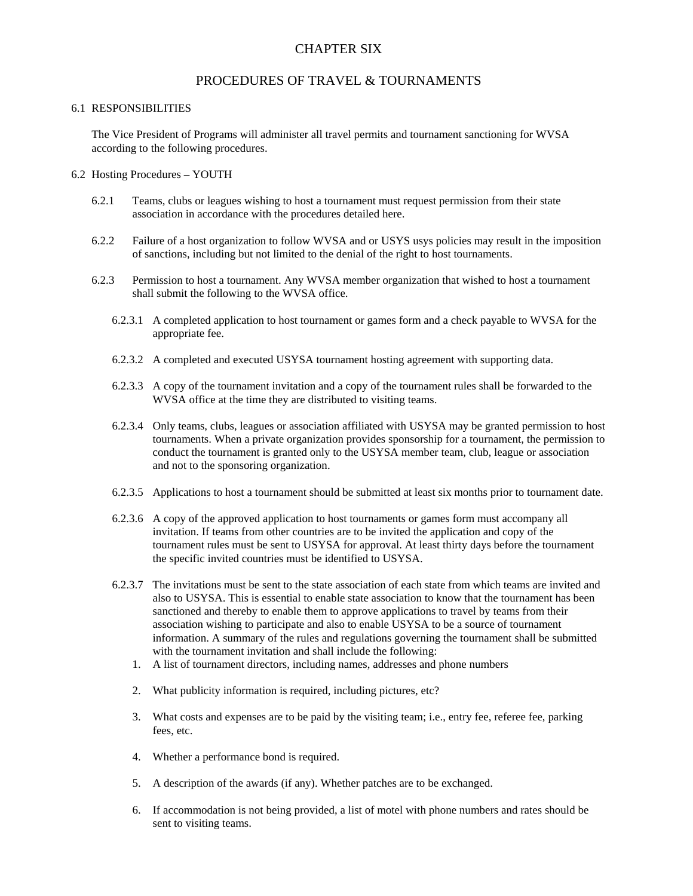# CHAPTER SIX

# PROCEDURES OF TRAVEL & TOURNAMENTS

## 6.1 RESPONSIBILITIES

The Vice President of Programs will administer all travel permits and tournament sanctioning for WVSA according to the following procedures.

## 6.2 Hosting Procedures – YOUTH

6.2.1 Teams, clubs or leagues wishing to host a tournament must request permission from their state association in accordance with the procedures detailed here.

6.2.2 Failure of a host organization to follow WVSA and or USYS usys policies may result in the imposition of sanctions, including but not limited to the denial of the right to host tournaments.

6.2.3 Permission to host a tournament. Any WVSA member organization that wished to host a tournament shall submit the following to the WVSA office.

6.2.3.1 A completed application to host tournament or games form and a check payable to WVSA for the appropriate fee.

6.2.3.2 A completed and executed USYSA tournament hosting agreement with supporting data.

6.2.3.3 A copy of the tournament invitation and a copy of the tournament rules shall be forwarded to the WVSA office at the time they are distributed to visiting teams.

6.2.3.4 Only teams, clubs, leagues or association affiliated with USYSA may be granted permission to host tournaments. When a private organization provides sponsorship for a tournament, the permission to conduct the tournament is granted only to the USYSA member team, club, league or association and not to the sponsoring organization.

6.2.3.5 Applications to host a tournament should be submitted at least six months prior to tournament date.

6.2.3.6 A copy of the approved application to host tournaments or games form must accompany all invitation. If teams from other countries are to be invited the application and copy of the tournament rules must be sent to USYSA for approval. At least thirty days before the tournament the specific invited countries must be identified to USYSA.

6.2.3.7 The invitations must be sent to the state association of each state from which teams are invited and also to USYSA. This is essential to enable state association to know that the tournament has been sanctioned and thereby to enable them to approve applications to travel by teams from their association wishing to participate and also to enable USYSA to be a source of tournament information. A summary of the rules and regulations governing the tournament shall be submitted with the tournament invitation and shall include the following:

1. A list of tournament directors, including names, addresses and phone numbers
2. What publicity information is required, including pictures, etc?
3. What costs and expenses are to be paid by the visiting team; i.e., entry fee, referee fee, parking fees, etc.
4. Whether a performance bond is required.
5. A description of the awards (if any). Whether patches are to be exchanged.
6. If accommodation is not being provided, a list of motel with phone numbers and rates should be sent to visiting teams.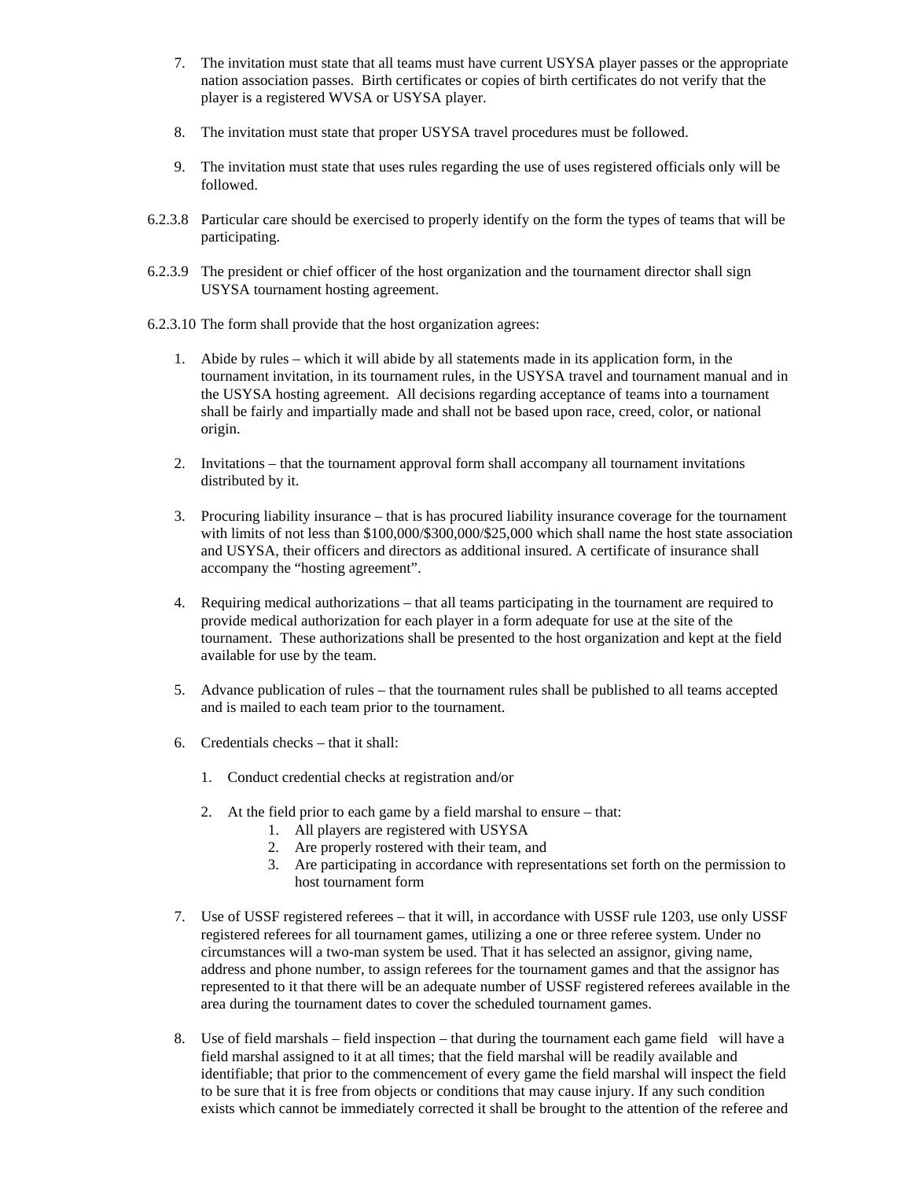7. The invitation must state that all teams must have current USYSA player passes or the appropriate nation association passes. Birth certificates or copies of birth certificates do not verify that the player is a registered WVSA or USYSA player.

8. The invitation must state that proper USYSA travel procedures must be followed.

9. The invitation must state that uses rules regarding the use of uses registered officials only will be followed.

6.2.3.8 Particular care should be exercised to properly identify on the form the types of teams that will be participating.

6.2.3.9 The president or chief officer of the host organization and the tournament director shall sign USYSA tournament hosting agreement.

6.2.3.10 The form shall provide that the host organization agrees:

1. Abide by rules – which it will abide by all statements made in its application form, in the tournament invitation, in its tournament rules, in the USYSA travel and tournament manual and in the USYSA hosting agreement. All decisions regarding acceptance of teams into a tournament shall be fairly and impartially made and shall not be based upon race, creed, color, or national origin.

2. Invitations – that the tournament approval form shall accompany all tournament invitations distributed by it.

3. Procuring liability insurance – that is has procured liability insurance coverage for the tournament with limits of not less than $100,000/$300,000/$25,000 which shall name the host state association and USYSA, their officers and directors as additional insured. A certificate of insurance shall accompany the "hosting agreement".

4. Requiring medical authorizations – that all teams participating in the tournament are required to provide medical authorization for each player in a form adequate for use at the site of the tournament. These authorizations shall be presented to the host organization and kept at the field available for use by the team.

5. Advance publication of rules – that the tournament rules shall be published to all teams accepted and is mailed to each team prior to the tournament.

6. Credentials checks – that it shall:

   1. Conduct credential checks at registration and/or

   2. At the field prior to each game by a field marshal to ensure – that:
      1. All players are registered with USYSA
      2. Are properly rostered with their team, and
      3. Are participating in accordance with representations set forth on the permission to host tournament form

7. Use of USSF registered referees – that it will, in accordance with USSF rule 1203, use only USSF registered referees for all tournament games, utilizing a one or three referee system. Under no circumstances will a two-man system be used. That it has selected an assignor, giving name, address and phone number, to assign referees for the tournament games and that the assignor has represented to it that there will be an adequate number of USSF registered referees available in the area during the tournament dates to cover the scheduled tournament games.

8. Use of field marshals – field inspection – that during the tournament each game field will have a field marshal assigned to it at all times; that the field marshal will be readily available and identifiable; that prior to the commencement of every game the field marshal will inspect the field to be sure that it is free from objects or conditions that may cause injury. If any such condition exists which cannot be immediately corrected it shall be brought to the attention of the referee and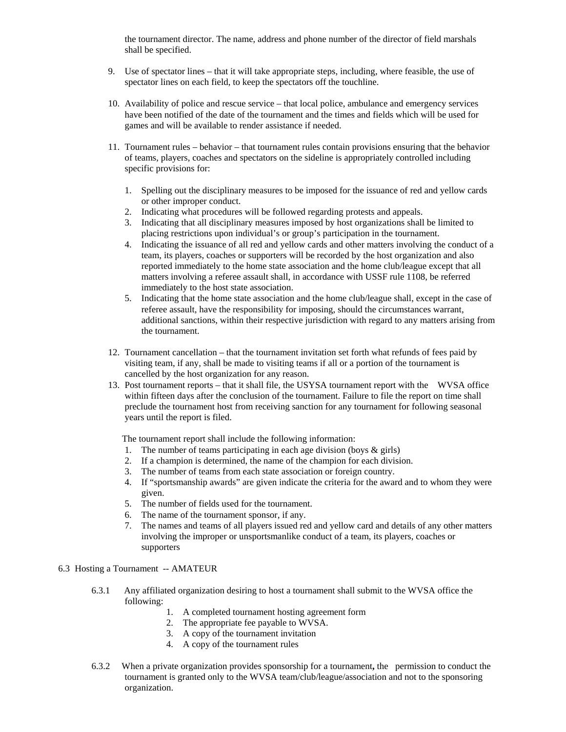the tournament director. The name, address and phone number of the director of field marshals shall be specified.

9. Use of spectator lines – that it will take appropriate steps, including, where feasible, the use of spectator lines on each field, to keep the spectators off the touchline.

10. Availability of police and rescue service – that local police, ambulance and emergency services have been notified of the date of the tournament and the times and fields which will be used for games and will be available to render assistance if needed.

11. Tournament rules – behavior – that tournament rules contain provisions ensuring that the behavior of teams, players, coaches and spectators on the sideline is appropriately controlled including specific provisions for:

    1. Spelling out the disciplinary measures to be imposed for the issuance of red and yellow cards or other improper conduct.
    2. Indicating what procedures will be followed regarding protests and appeals.
    3. Indicating that all disciplinary measures imposed by host organizations shall be limited to placing restrictions upon individual's or group's participation in the tournament.
    4. Indicating the issuance of all red and yellow cards and other matters involving the conduct of a team, its players, coaches or supporters will be recorded by the host organization and also reported immediately to the home state association and the home club/league except that all matters involving a referee assault shall, in accordance with USSF rule 1108, be referred immediately to the host state association.
    5. Indicating that the home state association and the home club/league shall, except in the case of referee assault, have the responsibility for imposing, should the circumstances warrant, additional sanctions, within their respective jurisdiction with regard to any matters arising from the tournament.

12. Tournament cancellation – that the tournament invitation set forth what refunds of fees paid by visiting team, if any, shall be made to visiting teams if all or a portion of the tournament is cancelled by the host organization for any reason.
13. Post tournament reports – that it shall file, the USYSA tournament report with the WVSA office within fifteen days after the conclusion of the tournament. Failure to file the report on time shall preclude the tournament host from receiving sanction for any tournament for following seasonal years until the report is filed.

    The tournament report shall include the following information:
    1. The number of teams participating in each age division (boys & girls)
    2. If a champion is determined, the name of the champion for each division.
    3. The number of teams from each state association or foreign country.
    4. If "sportsmanship awards" are given indicate the criteria for the award and to whom they were given.
    5. The number of fields used for the tournament.
    6. The name of the tournament sponsor, if any.
    7. The names and teams of all players issued red and yellow card and details of any other matters involving the improper or unsportsmanlike conduct of a team, its players, coaches or supporters

6.3 Hosting a Tournament -- AMATEUR

6.3.1 Any affiliated organization desiring to host a tournament shall submit to the WVSA office the following:
1. A completed tournament hosting agreement form
2. The appropriate fee payable to WVSA.
3. A copy of the tournament invitation
4. A copy of the tournament rules

6.3.2 When a private organization provides sponsorship for a tournament**,** the permission to conduct the tournament is granted only to the WVSA team/club/league/association and not to the sponsoring organization.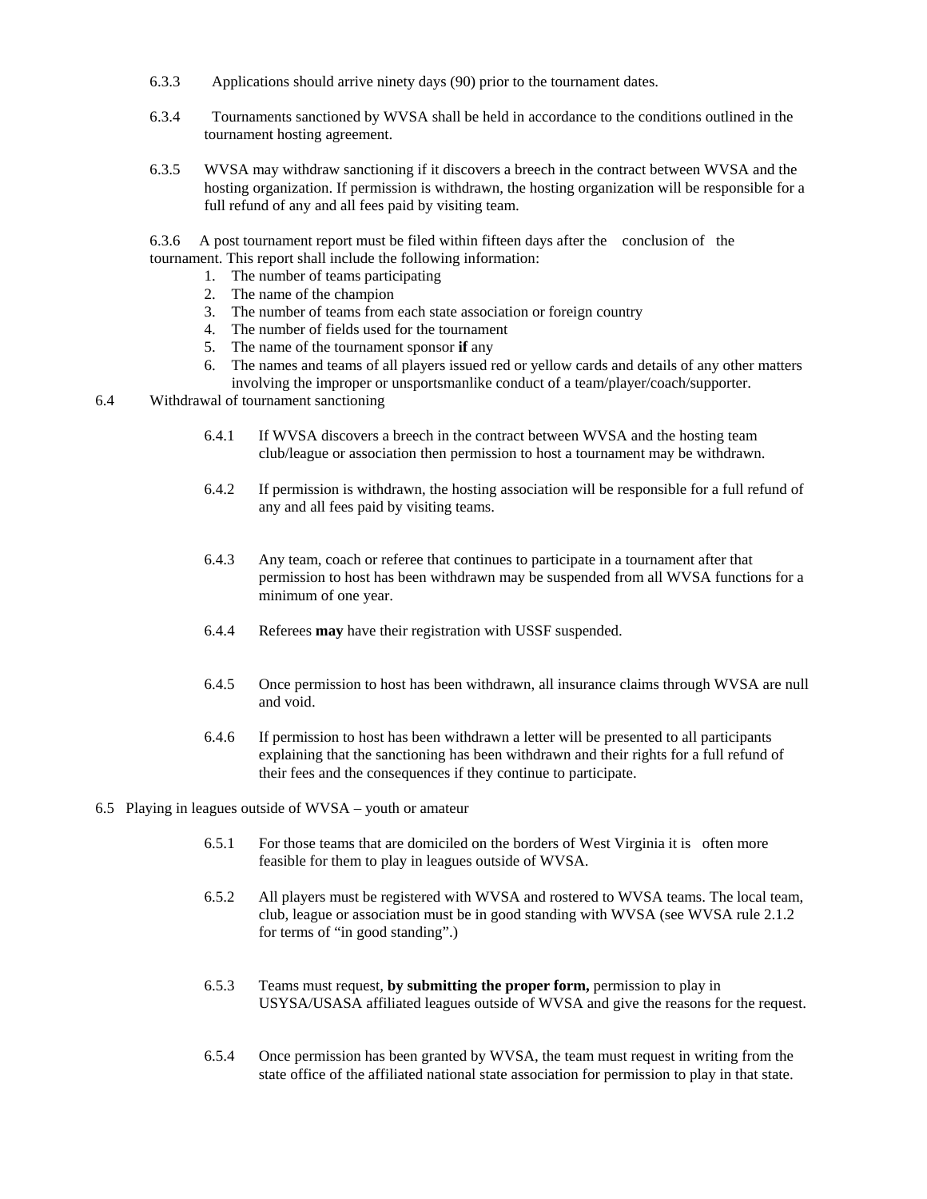6.3.3 Applications should arrive ninety days (90) prior to the tournament dates.

6.3.4 Tournaments sanctioned by WVSA shall be held in accordance to the conditions outlined in the tournament hosting agreement.

6.3.5 WVSA may withdraw sanctioning if it discovers a breech in the contract between WVSA and the hosting organization. If permission is withdrawn, the hosting organization will be responsible for a full refund of any and all fees paid by visiting team.

6.3.6 A post tournament report must be filed within fifteen days after the conclusion of the tournament. This report shall include the following information:

1. The number of teams participating
2. The name of the champion
3. The number of teams from each state association or foreign country
4. The number of fields used for the tournament
5. The name of the tournament sponsor **if** any
6. The names and teams of all players issued red or yellow cards and details of any other matters involving the improper or unsportsmanlike conduct of a team/player/coach/supporter.

6.4 Withdrawal of tournament sanctioning

6.4.1 If WVSA discovers a breech in the contract between WVSA and the hosting team club/league or association then permission to host a tournament may be withdrawn.

6.4.2 If permission is withdrawn, the hosting association will be responsible for a full refund of any and all fees paid by visiting teams.

6.4.3 Any team, coach or referee that continues to participate in a tournament after that permission to host has been withdrawn may be suspended from all WVSA functions for a minimum of one year.

6.4.4 Referees **may** have their registration with USSF suspended.

6.4.5 Once permission to host has been withdrawn, all insurance claims through WVSA are null and void.

6.4.6 If permission to host has been withdrawn a letter will be presented to all participants explaining that the sanctioning has been withdrawn and their rights for a full refund of their fees and the consequences if they continue to participate.

6.5 Playing in leagues outside of WVSA – youth or amateur

6.5.1 For those teams that are domiciled on the borders of West Virginia it is often more feasible for them to play in leagues outside of WVSA.

6.5.2 All players must be registered with WVSA and rostered to WVSA teams. The local team, club, league or association must be in good standing with WVSA (see WVSA rule 2.1.2 for terms of "in good standing".)

6.5.3 Teams must request, **by submitting the proper form,** permission to play in USYSA/USASA affiliated leagues outside of WVSA and give the reasons for the request.

6.5.4 Once permission has been granted by WVSA, the team must request in writing from the state office of the affiliated national state association for permission to play in that state.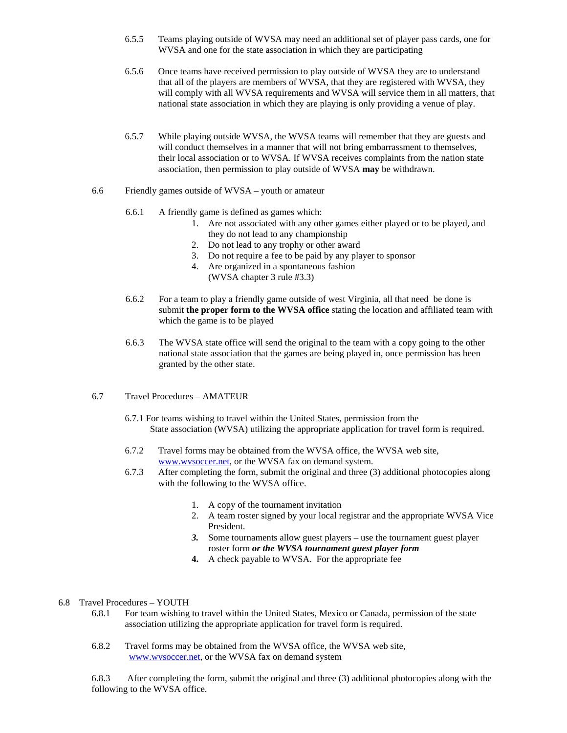6.5.5 Teams playing outside of WVSA may need an additional set of player pass cards, one for WVSA and one for the state association in which they are participating

6.5.6 Once teams have received permission to play outside of WVSA they are to understand that all of the players are members of WVSA, that they are registered with WVSA, they will comply with all WVSA requirements and WVSA will service them in all matters, that national state association in which they are playing is only providing a venue of play.

6.5.7 While playing outside WVSA, the WVSA teams will remember that they are guests and will conduct themselves in a manner that will not bring embarrassment to themselves, their local association or to WVSA. If WVSA receives complaints from the nation state association, then permission to play outside of WVSA **may** be withdrawn.

6.6 Friendly games outside of WVSA – youth or amateur

6.6.1 A friendly game is defined as games which:

1. Are not associated with any other games either played or to be played, and they do not lead to any championship
2. Do not lead to any trophy or other award
3. Do not require a fee to be paid by any player to sponsor
4. Are organized in a spontaneous fashion (WVSA chapter 3 rule #3.3)

6.6.2 For a team to play a friendly game outside of west Virginia, all that need be done is submit **the proper form to the WVSA office** stating the location and affiliated team with which the game is to be played

6.6.3 The WVSA state office will send the original to the team with a copy going to the other national state association that the games are being played in, once permission has been granted by the other state.

6.7 Travel Procedures – AMATEUR

6.7.1 For teams wishing to travel within the United States, permission from the State association (WVSA) utilizing the appropriate application for travel form is required.

6.7.2 Travel forms may be obtained from the WVSA office, the WVSA web site, www.wvsoccer.net, or the WVSA fax on demand system.

6.7.3 After completing the form, submit the original and three (3) additional photocopies along with the following to the WVSA office.

1. A copy of the tournament invitation
2. A team roster signed by your local registrar and the appropriate WVSA Vice President.
3. Some tournaments allow guest players – use the tournament guest player roster form ***or the WVSA tournament guest player form***
4. A check payable to WVSA. For the appropriate fee

6.8 Travel Procedures – YOUTH

6.8.1 For team wishing to travel within the United States, Mexico or Canada, permission of the state association utilizing the appropriate application for travel form is required.

6.8.2 Travel forms may be obtained from the WVSA office, the WVSA web site, www.wvsoccer.net, or the WVSA fax on demand system

6.8.3 After completing the form, submit the original and three (3) additional photocopies along with the following to the WVSA office.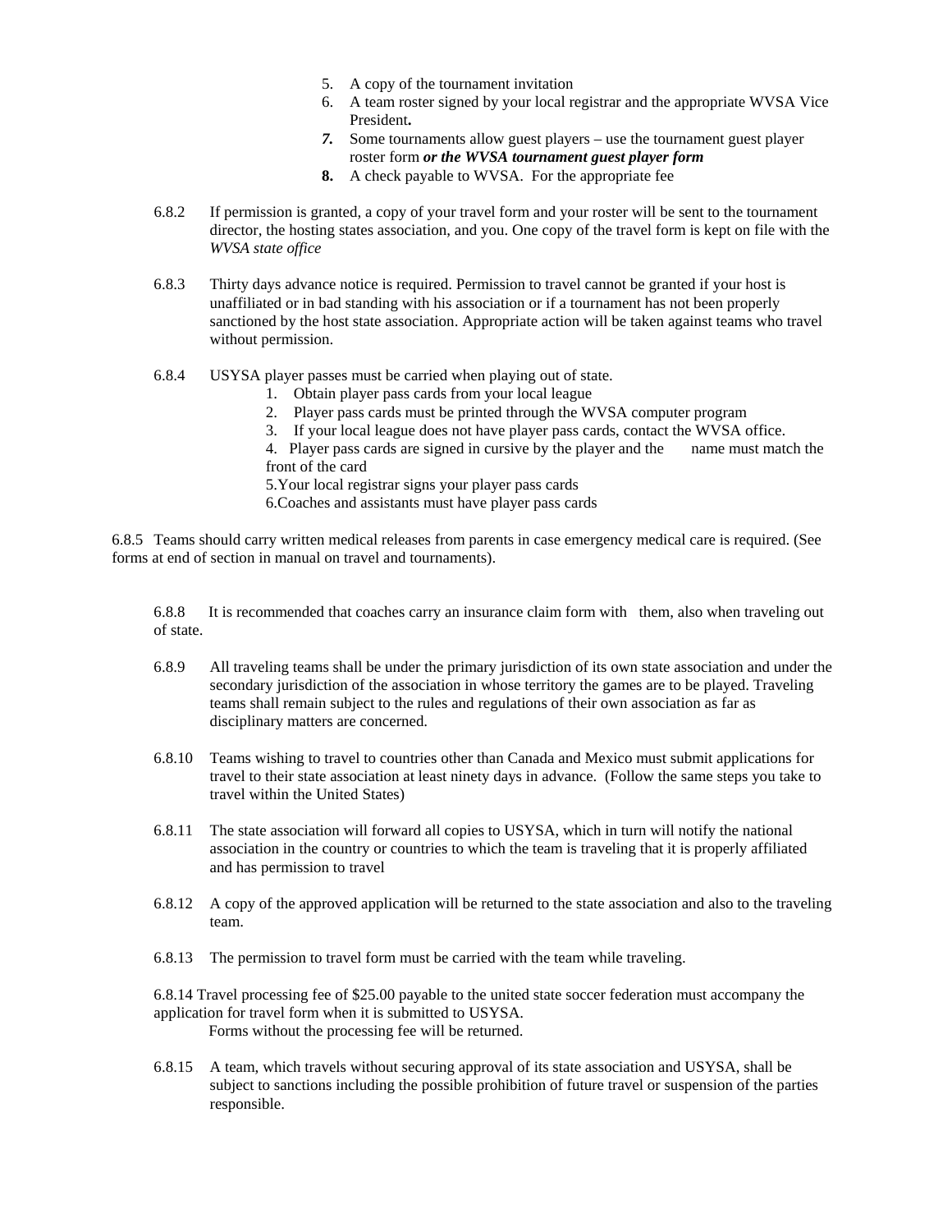5. A copy of the tournament invitation
6. A team roster signed by your local registrar and the appropriate WVSA Vice President**.**
7. Some tournaments allow guest players – use the tournament guest player roster form ***or the WVSA tournament guest player form***
8. A check payable to WVSA. For the appropriate fee

6.8.2 If permission is granted, a copy of your travel form and your roster will be sent to the tournament director, the hosting states association, and you. One copy of the travel form is kept on file with the *WVSA state office*

6.8.3 Thirty days advance notice is required. Permission to travel cannot be granted if your host is unaffiliated or in bad standing with his association or if a tournament has not been properly sanctioned by the host state association. Appropriate action will be taken against teams who travel without permission.

6.8.4 USYSA player passes must be carried when playing out of state.

1. Obtain player pass cards from your local league
2. Player pass cards must be printed through the WVSA computer program
3. If your local league does not have player pass cards, contact the WVSA office.
4. Player pass cards are signed in cursive by the player and the name must match the front of the card
5. Your local registrar signs your player pass cards
6. Coaches and assistants must have player pass cards

6.8.5 Teams should carry written medical releases from parents in case emergency medical care is required. (See forms at end of section in manual on travel and tournaments).

6.8.8 It is recommended that coaches carry an insurance claim form with them, also when traveling out of state.

6.8.9 All traveling teams shall be under the primary jurisdiction of its own state association and under the secondary jurisdiction of the association in whose territory the games are to be played. Traveling teams shall remain subject to the rules and regulations of their own association as far as disciplinary matters are concerned.

6.8.10 Teams wishing to travel to countries other than Canada and Mexico must submit applications for travel to their state association at least ninety days in advance. (Follow the same steps you take to travel within the United States)

6.8.11 The state association will forward all copies to USYSA, which in turn will notify the national association in the country or countries to which the team is traveling that it is properly affiliated and has permission to travel

6.8.12 A copy of the approved application will be returned to the state association and also to the traveling team.

6.8.13 The permission to travel form must be carried with the team while traveling.

6.8.14 Travel processing fee of $25.00 payable to the united state soccer federation must accompany the application for travel form when it is submitted to USYSA.
Forms without the processing fee will be returned.

6.8.15 A team, which travels without securing approval of its state association and USYSA, shall be subject to sanctions including the possible prohibition of future travel or suspension of the parties responsible.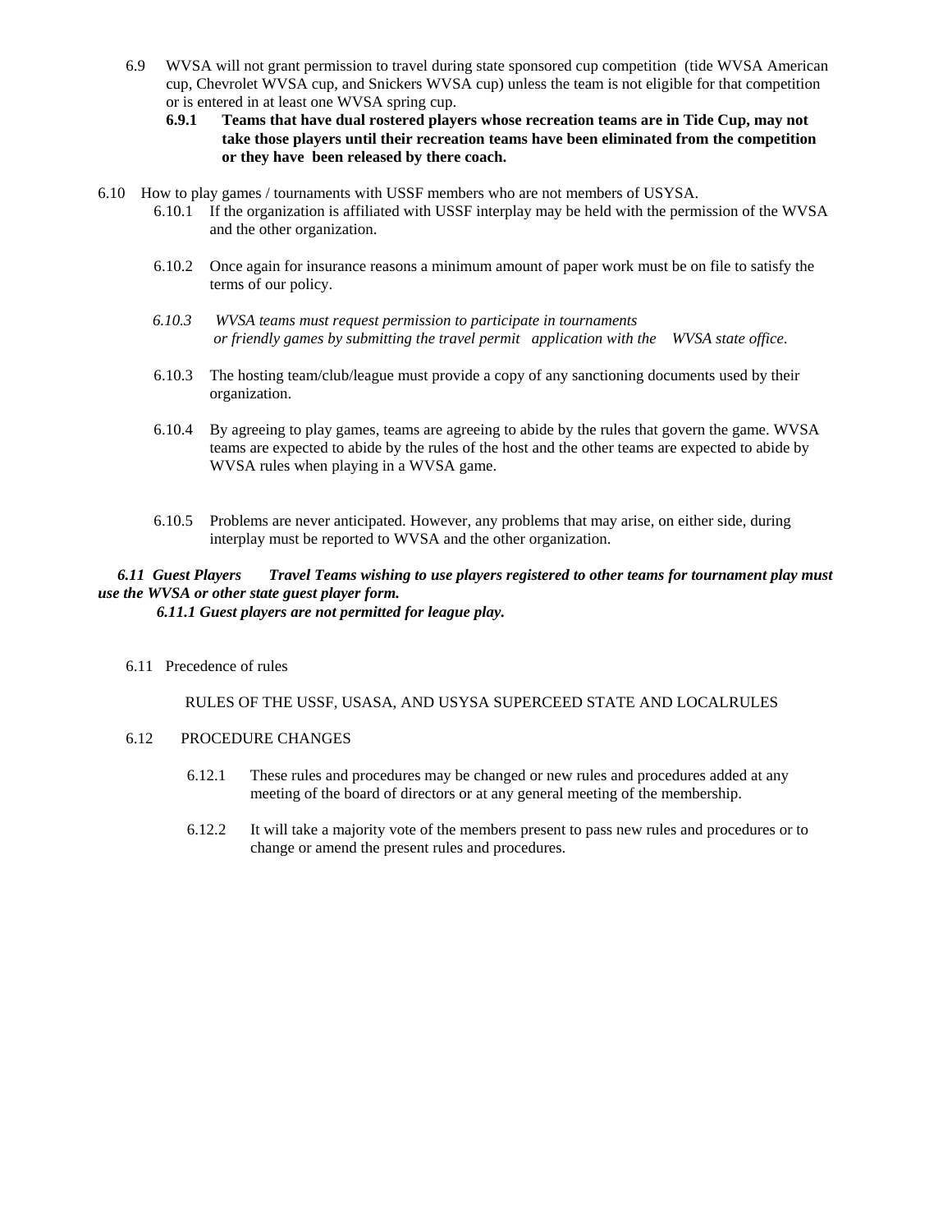6.9 WVSA will not grant permission to travel during state sponsored cup competition (tide WVSA American cup, Chevrolet WVSA cup, and Snickers WVSA cup) unless the team is not eligible for that competition or is entered in at least one WVSA spring cup.

**6.9.1 Teams that have dual rostered players whose recreation teams are in Tide Cup, may not take those players until their recreation teams have been eliminated from the competition or they have been released by there coach.**

6.10 How to play games / tournaments with USSF members who are not members of USYSA.

6.10.1 If the organization is affiliated with USSF interplay may be held with the permission of the WVSA and the other organization.

6.10.2 Once again for insurance reasons a minimum amount of paper work must be on file to satisfy the terms of our policy.

*6.10.3 WVSA teams must request permission to participate in tournaments or friendly games by submitting the travel permit application with the WVSA state office.*

6.10.3 The hosting team/club/league must provide a copy of any sanctioning documents used by their organization.

6.10.4 By agreeing to play games, teams are agreeing to abide by the rules that govern the game. WVSA teams are expected to abide by the rules of the host and the other teams are expected to abide by WVSA rules when playing in a WVSA game.

6.10.5 Problems are never anticipated. However, any problems that may arise, on either side, during interplay must be reported to WVSA and the other organization.

***6.11 Guest Players*** ***Travel Teams wishing to use players registered to other teams for tournament play must use the WVSA or other state guest player form.***

***6.11.1 Guest players are not permitted for league play.***

6.11 Precedence of rules

RULES OF THE USSF, USASA, AND USYSA SUPERCEED STATE AND LOCALRULES

6.12 PROCEDURE CHANGES

6.12.1 These rules and procedures may be changed or new rules and procedures added at any meeting of the board of directors or at any general meeting of the membership.

6.12.2 It will take a majority vote of the members present to pass new rules and procedures or to change or amend the present rules and procedures.